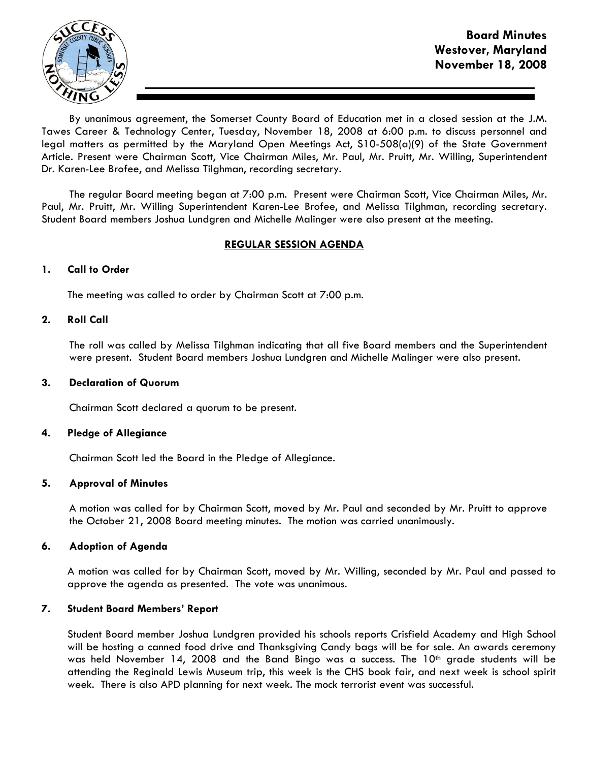# Board Minutes
## Westover, Maryland
## November 18, 2008

By unanimous agreement, the Somerset County Board of Education met in a closed session at the J.M. Tawes Career & Technology Center, Tuesday, November 18, 2008 at 6:00 p.m. to discuss personnel and legal matters as permitted by the Maryland Open Meetings Act, S10-508(a)(9) of the State Government Article. Present were Chairman Scott, Vice Chairman Miles, Mr. Paul, Mr. Pruitt, Mr. Willing, Superintendent Dr. Karen-Lee Brofee, and Melissa Tilghman, recording secretary.

The regular Board meeting began at 7:00 p.m. Present were Chairman Scott, Vice Chairman Miles, Mr. Paul, Mr. Pruitt, Mr. Willing Superintendent Karen-Lee Brofee, and Melissa Tilghman, recording secretary. Student Board members Joshua Lundgren and Michelle Malinger were also present at the meeting.

**REGULAR SESSION AGENDA**

**1. Call to Order**

The meeting was called to order by Chairman Scott at 7:00 p.m.

**2. Roll Call**

The roll was called by Melissa Tilghman indicating that all five Board members and the Superintendent were present. Student Board members Joshua Lundgren and Michelle Malinger were also present.

**3. Declaration of Quorum**

Chairman Scott declared a quorum to be present.

**4. Pledge of Allegiance**

Chairman Scott led the Board in the Pledge of Allegiance.

**5. Approval of Minutes**

A motion was called for by Chairman Scott, moved by Mr. Paul and seconded by Mr. Pruitt to approve the October 21, 2008 Board meeting minutes. The motion was carried unanimously.

**6. Adoption of Agenda**

A motion was called for by Chairman Scott, moved by Mr. Willing, seconded by Mr. Paul and passed to approve the agenda as presented. The vote was unanimous.

**7. Student Board Members' Report**

Student Board member Joshua Lundgren provided his schools reports Crisfield Academy and High School will be hosting a canned food drive and Thanksgiving Candy bags will be for sale. An awards ceremony was held November 14, 2008 and the Band Bingo was a success. The 10th grade students will be attending the Reginald Lewis Museum trip, this week is the CHS book fair, and next week is school spirit week. There is also APD planning for next week. The mock terrorist event was successful.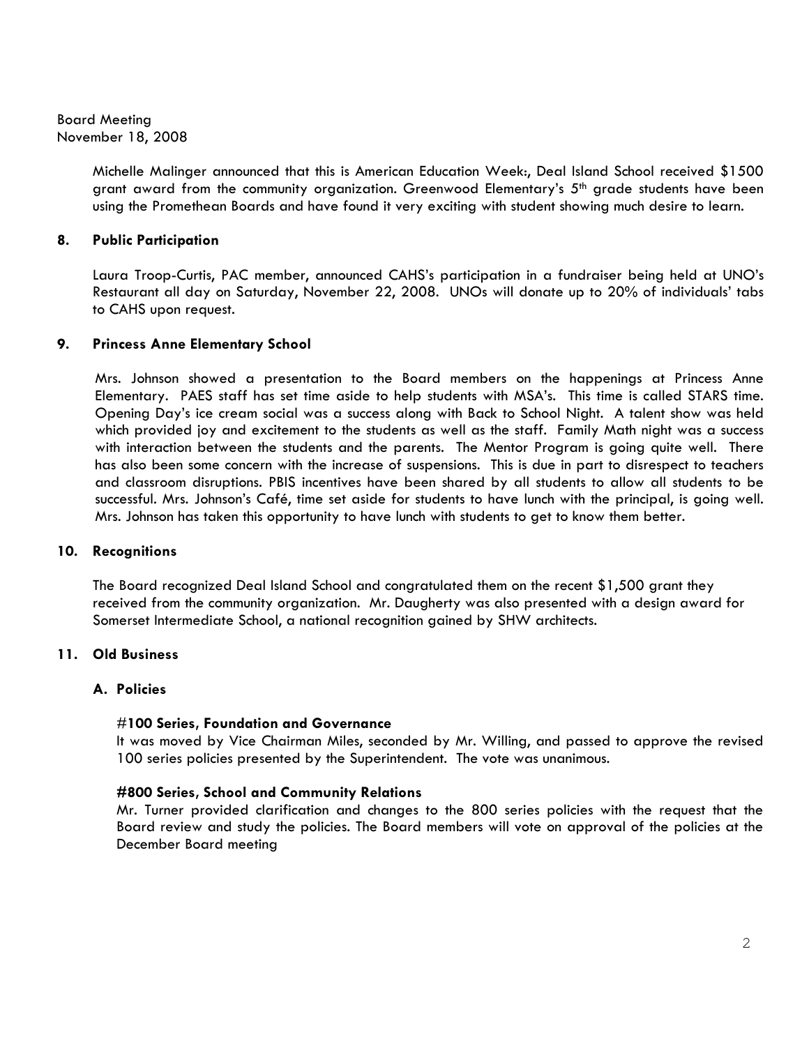Board Meeting
November 18, 2008

Michelle Malinger announced that this is American Education Week:, Deal Island School received $1500 grant award from the community organization. Greenwood Elementary's 5th grade students have been using the Promethean Boards and have found it very exciting with student showing much desire to learn.

## 8. Public Participation

Laura Troop-Curtis, PAC member, announced CAHS's participation in a fundraiser being held at UNO's Restaurant all day on Saturday, November 22, 2008. UNOs will donate up to 20% of individuals' tabs to CAHS upon request.

## 9. Princess Anne Elementary School

Mrs. Johnson showed a presentation to the Board members on the happenings at Princess Anne Elementary. PAES staff has set time aside to help students with MSA's. This time is called STARS time. Opening Day's ice cream social was a success along with Back to School Night. A talent show was held which provided joy and excitement to the students as well as the staff. Family Math night was a success with interaction between the students and the parents. The Mentor Program is going quite well. There has also been some concern with the increase of suspensions. This is due in part to disrespect to teachers and classroom disruptions. PBIS incentives have been shared by all students to allow all students to be successful. Mrs. Johnson's Café, time set aside for students to have lunch with the principal, is going well. Mrs. Johnson has taken this opportunity to have lunch with students to get to know them better.

## 10. Recognitions

The Board recognized Deal Island School and congratulated them on the recent $1,500 grant they received from the community organization. Mr. Daugherty was also presented with a design award for Somerset Intermediate School, a national recognition gained by SHW architects.

## 11. Old Business

### A. Policies

**#100 Series, Foundation and Governance**
It was moved by Vice Chairman Miles, seconded by Mr. Willing, and passed to approve the revised 100 series policies presented by the Superintendent. The vote was unanimous.

**#800 Series, School and Community Relations**
Mr. Turner provided clarification and changes to the 800 series policies with the request that the Board review and study the policies. The Board members will vote on approval of the policies at the December Board meeting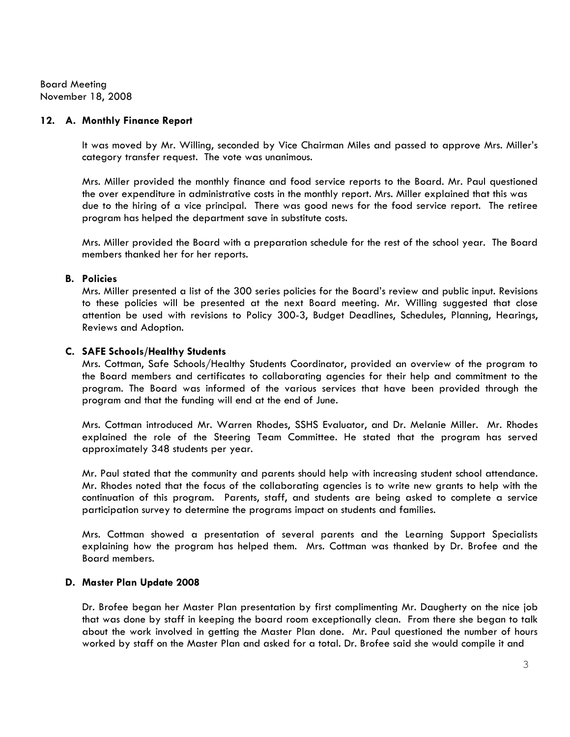Board Meeting
November 18, 2008

**12. A. Monthly Finance Report**

It was moved by Mr. Willing, seconded by Vice Chairman Miles and passed to approve Mrs. Miller's category transfer request. The vote was unanimous.

Mrs. Miller provided the monthly finance and food service reports to the Board. Mr. Paul questioned the over expenditure in administrative costs in the monthly report. Mrs. Miller explained that this was due to the hiring of a vice principal. There was good news for the food service report. The retiree program has helped the department save in substitute costs.

Mrs. Miller provided the Board with a preparation schedule for the rest of the school year. The Board members thanked her for her reports.

**B. Policies**

Mrs. Miller presented a list of the 300 series policies for the Board's review and public input. Revisions to these policies will be presented at the next Board meeting. Mr. Willing suggested that close attention be used with revisions to Policy 300-3, Budget Deadlines, Schedules, Planning, Hearings, Reviews and Adoption.

**C. SAFE Schools/Healthy Students**

Mrs. Cottman, Safe Schools/Healthy Students Coordinator, provided an overview of the program to the Board members and certificates to collaborating agencies for their help and commitment to the program. The Board was informed of the various services that have been provided through the program and that the funding will end at the end of June.

Mrs. Cottman introduced Mr. Warren Rhodes, SSHS Evaluator, and Dr. Melanie Miller. Mr. Rhodes explained the role of the Steering Team Committee. He stated that the program has served approximately 348 students per year.

Mr. Paul stated that the community and parents should help with increasing student school attendance. Mr. Rhodes noted that the focus of the collaborating agencies is to write new grants to help with the continuation of this program. Parents, staff, and students are being asked to complete a service participation survey to determine the programs impact on students and families.

Mrs. Cottman showed a presentation of several parents and the Learning Support Specialists explaining how the program has helped them. Mrs. Cottman was thanked by Dr. Brofee and the Board members.

**D. Master Plan Update 2008**

Dr. Brofee began her Master Plan presentation by first complimenting Mr. Daugherty on the nice job that was done by staff in keeping the board room exceptionally clean. From there she began to talk about the work involved in getting the Master Plan done. Mr. Paul questioned the number of hours worked by staff on the Master Plan and asked for a total. Dr. Brofee said she would compile it and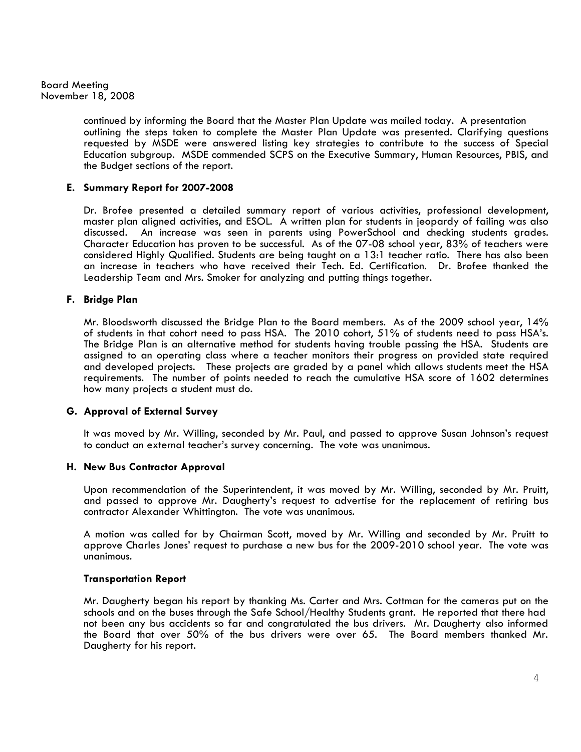continued by informing the Board that the Master Plan Update was mailed today. A presentation outlining the steps taken to complete the Master Plan Update was presented. Clarifying questions requested by MSDE were answered listing key strategies to contribute to the success of Special Education subgroup. MSDE commended SCPS on the Executive Summary, Human Resources, PBIS, and the Budget sections of the report.

**E. Summary Report for 2007-2008**

Dr. Brofee presented a detailed summary report of various activities, professional development, master plan aligned activities, and ESOL. A written plan for students in jeopardy of failing was also discussed. An increase was seen in parents using PowerSchool and checking students grades. Character Education has proven to be successful. As of the 07-08 school year, 83% of teachers were considered Highly Qualified. Students are being taught on a 13:1 teacher ratio. There has also been an increase in teachers who have received their Tech. Ed. Certification. Dr. Brofee thanked the Leadership Team and Mrs. Smoker for analyzing and putting things together.

**F. Bridge Plan**

Mr. Bloodsworth discussed the Bridge Plan to the Board members. As of the 2009 school year, 14% of students in that cohort need to pass HSA. The 2010 cohort, 51% of students need to pass HSA's. The Bridge Plan is an alternative method for students having trouble passing the HSA. Students are assigned to an operating class where a teacher monitors their progress on provided state required and developed projects. These projects are graded by a panel which allows students meet the HSA requirements. The number of points needed to reach the cumulative HSA score of 1602 determines how many projects a student must do.

**G. Approval of External Survey**

It was moved by Mr. Willing, seconded by Mr. Paul, and passed to approve Susan Johnson's request to conduct an external teacher's survey concerning. The vote was unanimous.

**H. New Bus Contractor Approval**

Upon recommendation of the Superintendent, it was moved by Mr. Willing, seconded by Mr. Pruitt, and passed to approve Mr. Daugherty's request to advertise for the replacement of retiring bus contractor Alexander Whittington. The vote was unanimous.

A motion was called for by Chairman Scott, moved by Mr. Willing and seconded by Mr. Pruitt to approve Charles Jones' request to purchase a new bus for the 2009-2010 school year. The vote was unanimous.

**Transportation Report**

Mr. Daugherty began his report by thanking Ms. Carter and Mrs. Cottman for the cameras put on the schools and on the buses through the Safe School/Healthy Students grant. He reported that there had not been any bus accidents so far and congratulated the bus drivers. Mr. Daugherty also informed the Board that over 50% of the bus drivers were over 65. The Board members thanked Mr. Daugherty for his report.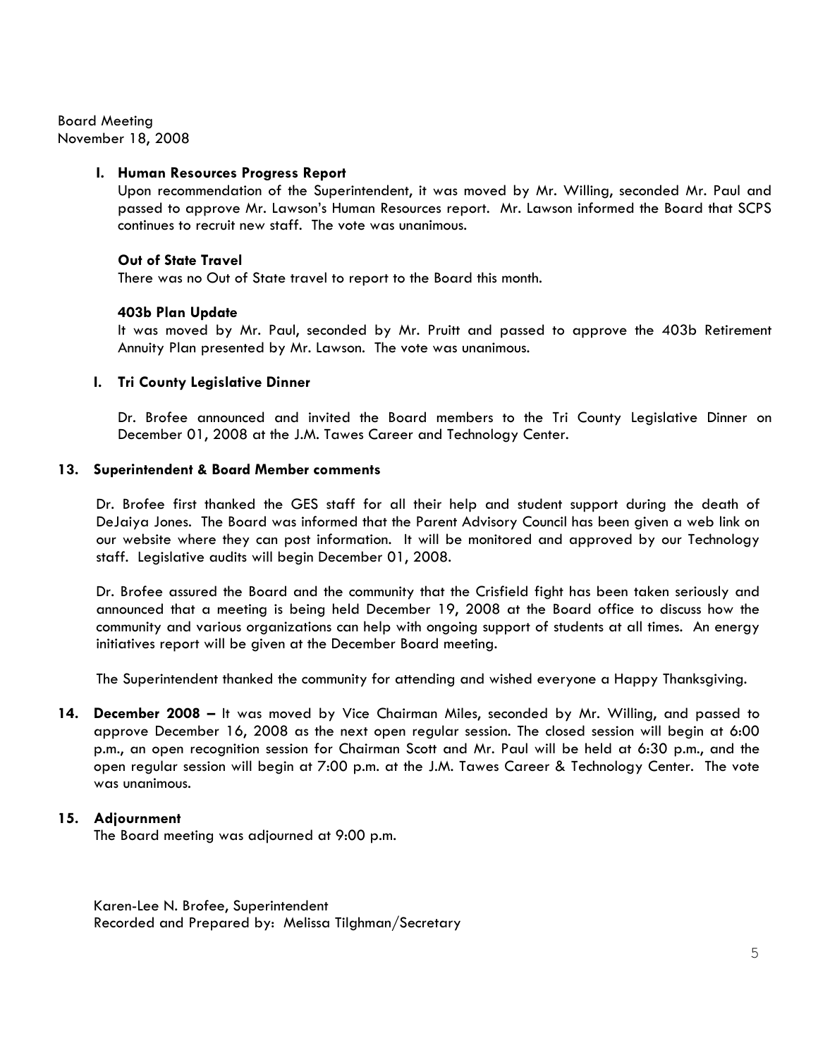Board Meeting
November 18, 2008

**I. Human Resources Progress Report**

Upon recommendation of the Superintendent, it was moved by Mr. Willing, seconded Mr. Paul and passed to approve Mr. Lawson's Human Resources report. Mr. Lawson informed the Board that SCPS continues to recruit new staff. The vote was unanimous.

**Out of State Travel**

There was no Out of State travel to report to the Board this month.

**403b Plan Update**

It was moved by Mr. Paul, seconded by Mr. Pruitt and passed to approve the 403b Retirement Annuity Plan presented by Mr. Lawson. The vote was unanimous.

**I. Tri County Legislative Dinner**

Dr. Brofee announced and invited the Board members to the Tri County Legislative Dinner on December 01, 2008 at the J.M. Tawes Career and Technology Center.

**13. Superintendent & Board Member comments**

Dr. Brofee first thanked the GES staff for all their help and student support during the death of DeJaiya Jones. The Board was informed that the Parent Advisory Council has been given a web link on our website where they can post information. It will be monitored and approved by our Technology staff. Legislative audits will begin December 01, 2008.

Dr. Brofee assured the Board and the community that the Crisfield fight has been taken seriously and announced that a meeting is being held December 19, 2008 at the Board office to discuss how the community and various organizations can help with ongoing support of students at all times. An energy initiatives report will be given at the December Board meeting.

The Superintendent thanked the community for attending and wished everyone a Happy Thanksgiving.

**14. December 2008 –** It was moved by Vice Chairman Miles, seconded by Mr. Willing, and passed to approve December 16, 2008 as the next open regular session. The closed session will begin at 6:00 p.m., an open recognition session for Chairman Scott and Mr. Paul will be held at 6:30 p.m., and the open regular session will begin at 7:00 p.m. at the J.M. Tawes Career & Technology Center. The vote was unanimous.

**15. Adjournment**

The Board meeting was adjourned at 9:00 p.m.

Karen-Lee N. Brofee, Superintendent
Recorded and Prepared by: Melissa Tilghman/Secretary